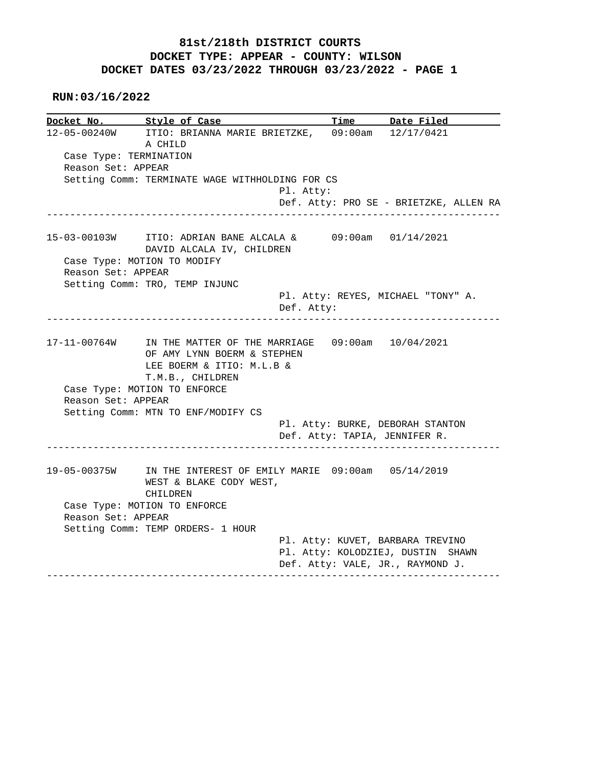**81st/218th DISTRICT COURTS**
**DOCKET TYPE: APPEAR - COUNTY: WILSON**
**DOCKET DATES 03/23/2022 THROUGH 03/23/2022 - PAGE 1**

**RUN:03/16/2022**

| Docket No. | Style of Case | Time | Date Filed |
|---|---|---|---|

---

**12-05-00240W** — ITIO: BRIANNA MARIE BRIETZKE, A CHILD — 09:00am — 12/17/0421

Case Type: TERMINATION
Reason Set: APPEAR
Setting Comm: TERMINATE WAGE WITHHOLDING FOR CS
Pl. Atty:
Def. Atty: PRO SE - BRIETZKE, ALLEN RA

---

**15-03-00103W** — ITIO: ADRIAN BANE ALCALA & DAVID ALCALA IV, CHILDREN — 09:00am — 01/14/2021

Case Type: MOTION TO MODIFY
Reason Set: APPEAR
Setting Comm: TRO, TEMP INJUNC
Pl. Atty: REYES, MICHAEL "TONY" A.
Def. Atty:

---

**17-11-00764W** — IN THE MATTER OF THE MARRIAGE OF AMY LYNN BOERM & STEPHEN LEE BOERM & ITIO: M.L.B & T.M.B., CHILDREN — 09:00am — 10/04/2021

Case Type: MOTION TO ENFORCE
Reason Set: APPEAR
Setting Comm: MTN TO ENF/MODIFY CS
Pl. Atty: BURKE, DEBORAH STANTON
Def. Atty: TAPIA, JENNIFER R.

---

**19-05-00375W** — IN THE INTEREST OF EMILY MARIE WEST & BLAKE CODY WEST, CHILDREN — 09:00am — 05/14/2019

Case Type: MOTION TO ENFORCE
Reason Set: APPEAR
Setting Comm: TEMP ORDERS- 1 HOUR
Pl. Atty: KUVET, BARBARA TREVINO
Pl. Atty: KOLODZIEJ, DUSTIN SHAWN
Def. Atty: VALE, JR., RAYMOND J.

---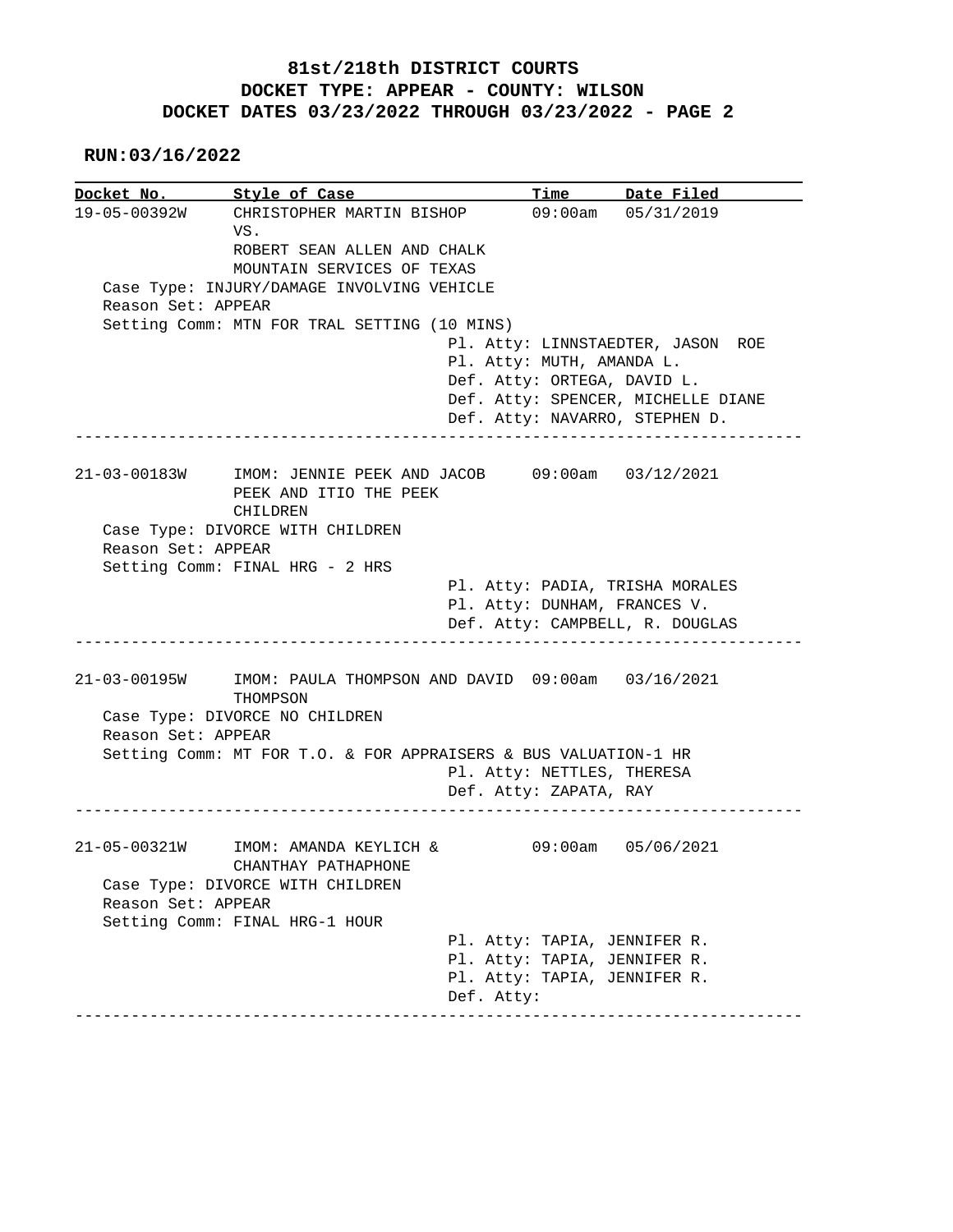**81st/218th DISTRICT COURTS**
**DOCKET TYPE: APPEAR - COUNTY: WILSON**
**DOCKET DATES 03/23/2022 THROUGH 03/23/2022 - PAGE 2**

**RUN:03/16/2022**

| Docket No. | Style of Case | Time | Date Filed |
|---|---|---|---|

---

**19-05-00392W** — CHRISTOPHER MARTIN BISHOP VS. ROBERT SEAN ALLEN AND CHALK MOUNTAIN SERVICES OF TEXAS — 09:00am — 05/31/2019

Case Type: INJURY/DAMAGE INVOLVING VEHICLE
Reason Set: APPEAR
Setting Comm: MTN FOR TRAL SETTING (10 MINS)

Pl. Atty: LINNSTAEDTER, JASON ROE
Pl. Atty: MUTH, AMANDA L.
Def. Atty: ORTEGA, DAVID L.
Def. Atty: SPENCER, MICHELLE DIANE
Def. Atty: NAVARRO, STEPHEN D.

---

**21-03-00183W** — IMOM: JENNIE PEEK AND JACOB PEEK AND ITIO THE PEEK CHILDREN — 09:00am — 03/12/2021

Case Type: DIVORCE WITH CHILDREN
Reason Set: APPEAR
Setting Comm: FINAL HRG - 2 HRS

Pl. Atty: PADIA, TRISHA MORALES
Pl. Atty: DUNHAM, FRANCES V.
Def. Atty: CAMPBELL, R. DOUGLAS

---

**21-03-00195W** — IMOM: PAULA THOMPSON AND DAVID THOMPSON — 09:00am — 03/16/2021

Case Type: DIVORCE NO CHILDREN
Reason Set: APPEAR
Setting Comm: MT FOR T.O. & FOR APPRAISERS & BUS VALUATION-1 HR

Pl. Atty: NETTLES, THERESA
Def. Atty: ZAPATA, RAY

---

**21-05-00321W** — IMOM: AMANDA KEYLICH & CHANTHAY PATHAPHONE — 09:00am — 05/06/2021

Case Type: DIVORCE WITH CHILDREN
Reason Set: APPEAR
Setting Comm: FINAL HRG-1 HOUR

Pl. Atty: TAPIA, JENNIFER R.
Pl. Atty: TAPIA, JENNIFER R.
Pl. Atty: TAPIA, JENNIFER R.
Def. Atty:

---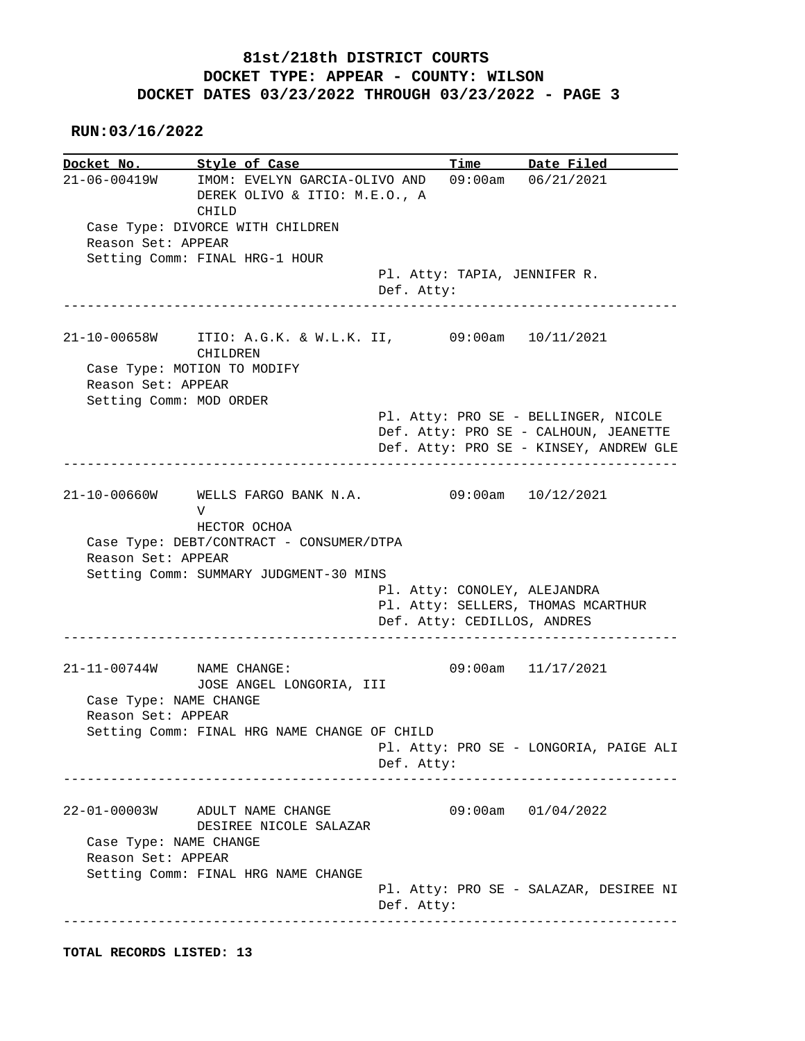**81st/218th DISTRICT COURTS**
**DOCKET TYPE: APPEAR - COUNTY: WILSON**
**DOCKET DATES 03/23/2022 THROUGH 03/23/2022 - PAGE 3**

**RUN:03/16/2022**

| Docket No. | Style of Case | Time | Date Filed |
|---|---|---|---|
| 21-06-00419W | IMOM: EVELYN GARCIA-OLIVO AND DEREK OLIVO & ITIO: M.E.O., A CHILD | 09:00am | 06/21/2021 |

Case Type: DIVORCE WITH CHILDREN
Reason Set: APPEAR
Setting Comm: FINAL HRG-1 HOUR
Pl. Atty: TAPIA, JENNIFER R.
Def. Atty:

---

| Docket No. | Style of Case | Time | Date Filed |
|---|---|---|---|
| 21-10-00658W | ITIO: A.G.K. & W.L.K. II, CHILDREN | 09:00am | 10/11/2021 |

Case Type: MOTION TO MODIFY
Reason Set: APPEAR
Setting Comm: MOD ORDER
Pl. Atty: PRO SE - BELLINGER, NICOLE
Def. Atty: PRO SE - CALHOUN, JEANETTE
Def. Atty: PRO SE - KINSEY, ANDREW GLE

---

| Docket No. | Style of Case | Time | Date Filed |
|---|---|---|---|
| 21-10-00660W | WELLS FARGO BANK N.A. V HECTOR OCHOA | 09:00am | 10/12/2021 |

Case Type: DEBT/CONTRACT - CONSUMER/DTPA
Reason Set: APPEAR
Setting Comm: SUMMARY JUDGMENT-30 MINS
Pl. Atty: CONOLEY, ALEJANDRA
Pl. Atty: SELLERS, THOMAS MCARTHUR
Def. Atty: CEDILLOS, ANDRES

---

| Docket No. | Style of Case | Time | Date Filed |
|---|---|---|---|
| 21-11-00744W | NAME CHANGE: JOSE ANGEL LONGORIA, III | 09:00am | 11/17/2021 |

Case Type: NAME CHANGE
Reason Set: APPEAR
Setting Comm: FINAL HRG NAME CHANGE OF CHILD
Pl. Atty: PRO SE - LONGORIA, PAIGE ALI
Def. Atty:

---

| Docket No. | Style of Case | Time | Date Filed |
|---|---|---|---|
| 22-01-00003W | ADULT NAME CHANGE DESIREE NICOLE SALAZAR | 09:00am | 01/04/2022 |

Case Type: NAME CHANGE
Reason Set: APPEAR
Setting Comm: FINAL HRG NAME CHANGE
Pl. Atty: PRO SE - SALAZAR, DESIREE NI
Def. Atty:

---

**TOTAL RECORDS LISTED: 13**